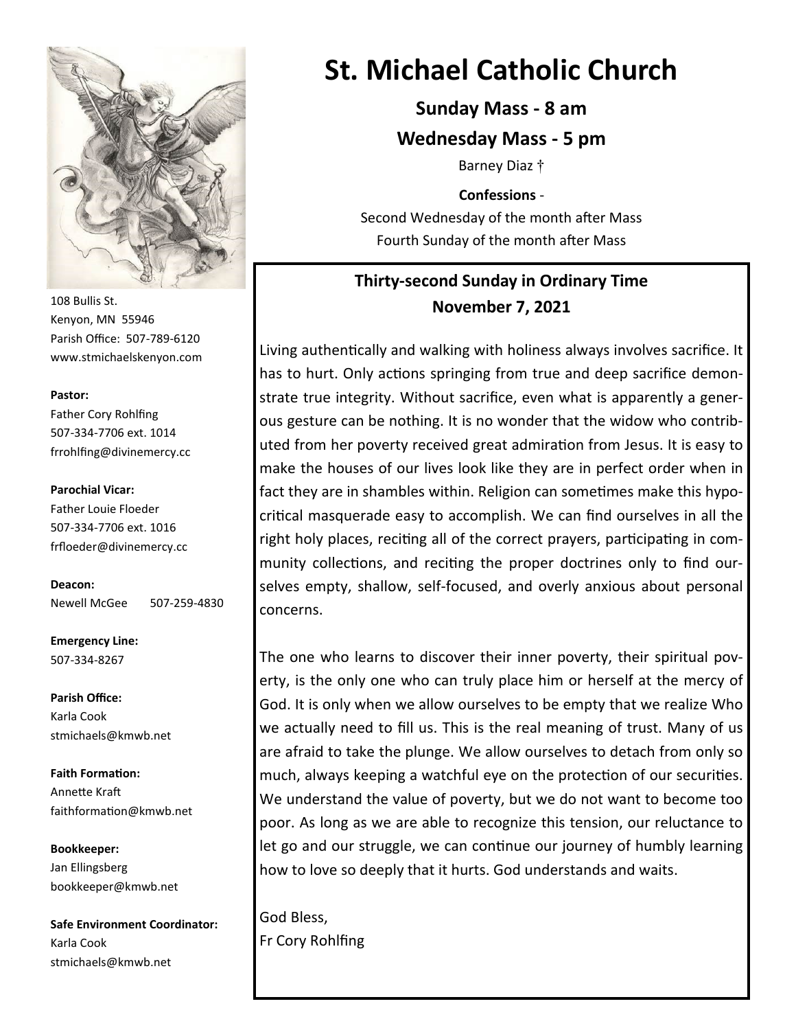# St. Michael Catholic Church

**Sunday Mass - 8 am**

**Wednesday Mass - 5 pm**

Barney Diaz †

**Confessions** -
Second Wednesday of the month after Mass
Fourth Sunday of the month after Mass

## Thirty-second Sunday in Ordinary Time
## November 7, 2021

Living authentically and walking with holiness always involves sacrifice. It has to hurt. Only actions springing from true and deep sacrifice demonstrate true integrity. Without sacrifice, even what is apparently a generous gesture can be nothing. It is no wonder that the widow who contributed from her poverty received great admiration from Jesus. It is easy to make the houses of our lives look like they are in perfect order when in fact they are in shambles within. Religion can sometimes make this hypocritical masquerade easy to accomplish. We can find ourselves in all the right holy places, reciting all of the correct prayers, participating in community collections, and reciting the proper doctrines only to find ourselves empty, shallow, self-focused, and overly anxious about personal concerns.

The one who learns to discover their inner poverty, their spiritual poverty, is the only one who can truly place him or herself at the mercy of God. It is only when we allow ourselves to be empty that we realize Who we actually need to fill us. This is the real meaning of trust. Many of us are afraid to take the plunge. We allow ourselves to detach from only so much, always keeping a watchful eye on the protection of our securities. We understand the value of poverty, but we do not want to become too poor. As long as we are able to recognize this tension, our reluctance to let go and our struggle, we can continue our journey of humbly learning how to love so deeply that it hurts. God understands and waits.

God Bless,
Fr Cory Rohlfing

---

108 Bullis St.
Kenyon, MN 55946
Parish Office: 507-789-6120
www.stmichaelskenyon.com

**Pastor:**
Father Cory Rohlfing
507-334-7706 ext. 1014
frrohlfing@divinemercy.cc

**Parochial Vicar:**
Father Louie Floeder
507-334-7706 ext. 1016
frfloeder@divinemercy.cc

**Deacon:**
Newell McGee 507-259-4830

**Emergency Line:**
507-334-8267

**Parish Office:**
Karla Cook
stmichaels@kmwb.net

**Faith Formation:**
Annette Kraft
faithformation@kmwb.net

**Bookkeeper:**
Jan Ellingsberg
bookkeeper@kmwb.net

**Safe Environment Coordinator:**
Karla Cook
stmichaels@kmwb.net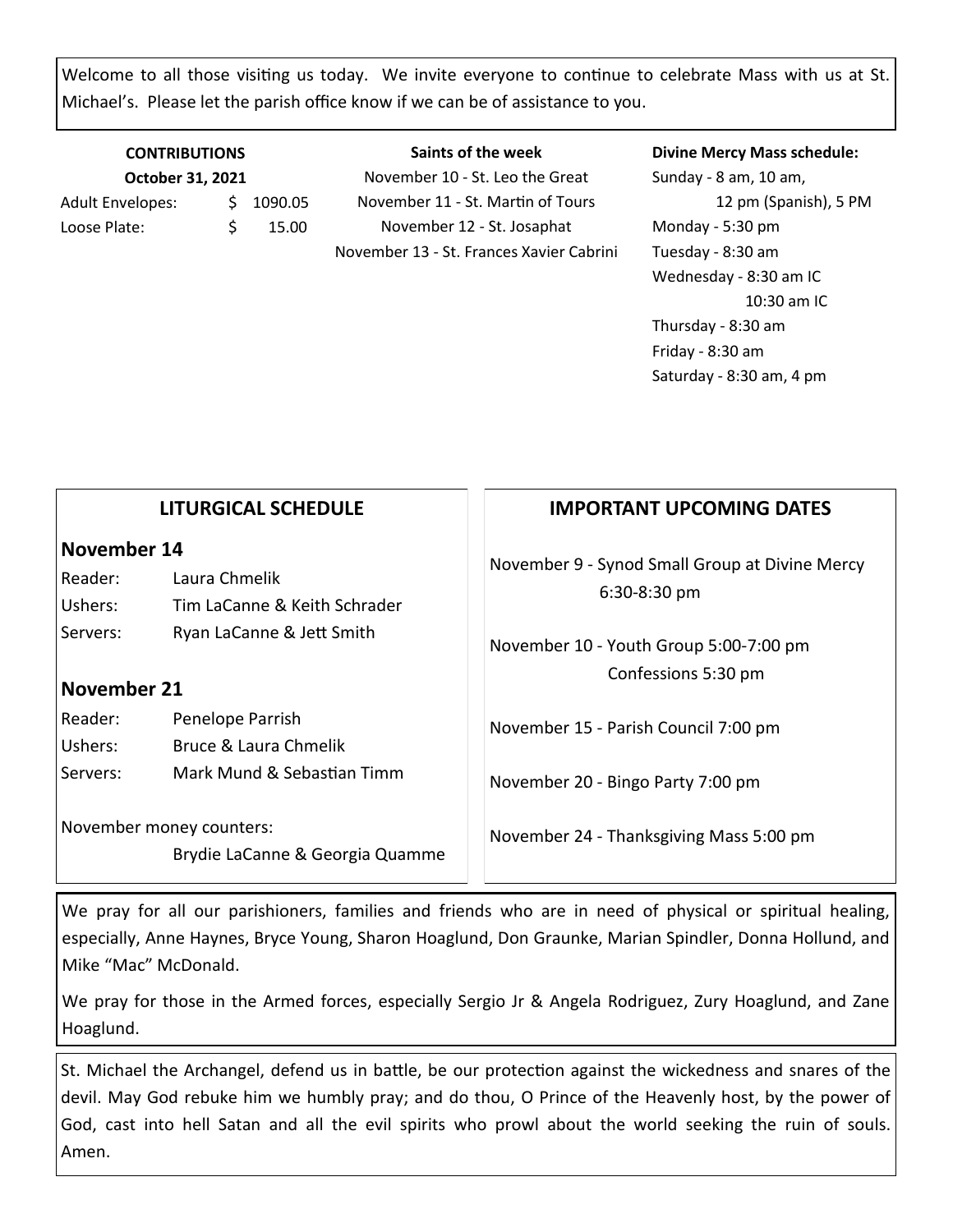Welcome to all those visiting us today. We invite everyone to continue to celebrate Mass with us at St. Michael's. Please let the parish office know if we can be of assistance to you.

**CONTRIBUTIONS**
**October 31, 2021**

| | |
|---|---|
| Adult Envelopes: | $ 1090.05 |
| Loose Plate: | $ 15.00 |

**Saints of the week**

November 10 - St. Leo the Great
November 11 - St. Martin of Tours
November 12 - St. Josaphat
November 13 - St. Frances Xavier Cabrini

**Divine Mercy Mass schedule:**

Sunday - 8 am, 10 am, 12 pm (Spanish), 5 PM
Monday - 5:30 pm
Tuesday - 8:30 am
Wednesday - 8:30 am IC, 10:30 am IC
Thursday - 8:30 am
Friday - 8:30 am
Saturday - 8:30 am, 4 pm

## LITURGICAL SCHEDULE

### November 14

| | |
|---|---|
| Reader: | Laura Chmelik |
| Ushers: | Tim LaCanne & Keith Schrader |
| Servers: | Ryan LaCanne & Jett Smith |

### November 21

| | |
|---|---|
| Reader: | Penelope Parrish |
| Ushers: | Bruce & Laura Chmelik |
| Servers: | Mark Mund & Sebastian Timm |

November money counters:
Brydie LaCanne & Georgia Quamme

## IMPORTANT UPCOMING DATES

November 9 - Synod Small Group at Divine Mercy 6:30-8:30 pm

November 10 - Youth Group 5:00-7:00 pm
Confessions 5:30 pm

November 15 - Parish Council 7:00 pm

November 20 - Bingo Party 7:00 pm

November 24 - Thanksgiving Mass 5:00 pm

We pray for all our parishioners, families and friends who are in need of physical or spiritual healing, especially, Anne Haynes, Bryce Young, Sharon Hoaglund, Don Graunke, Marian Spindler, Donna Hollund, and Mike "Mac" McDonald.

We pray for those in the Armed forces, especially Sergio Jr & Angela Rodriguez, Zury Hoaglund, and Zane Hoaglund.

St. Michael the Archangel, defend us in battle, be our protection against the wickedness and snares of the devil. May God rebuke him we humbly pray; and do thou, O Prince of the Heavenly host, by the power of God, cast into hell Satan and all the evil spirits who prowl about the world seeking the ruin of souls. Amen.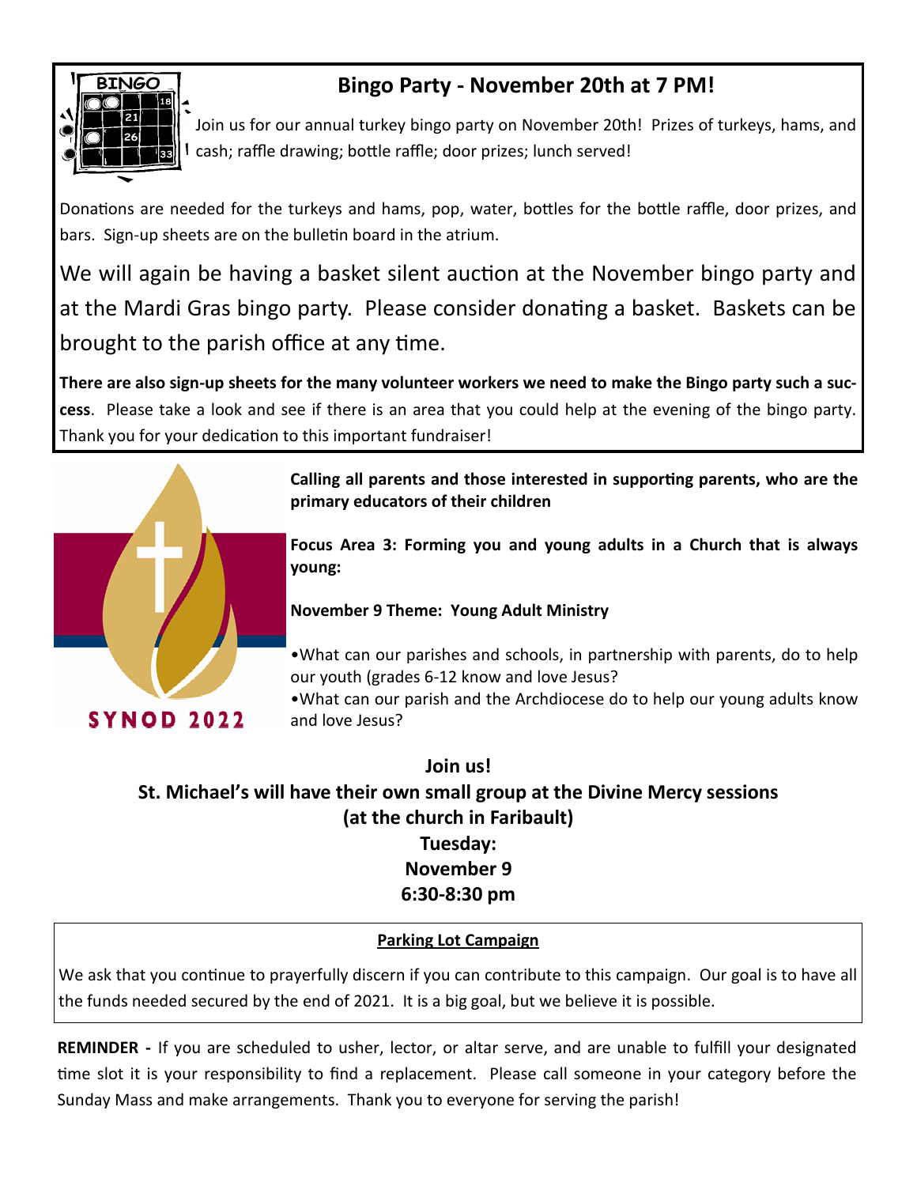## Bingo Party - November 20th at 7 PM!

Join us for our annual turkey bingo party on November 20th! Prizes of turkeys, hams, and cash; raffle drawing; bottle raffle; door prizes; lunch served!

Donations are needed for the turkeys and hams, pop, water, bottles for the bottle raffle, door prizes, and bars. Sign-up sheets are on the bulletin board in the atrium.

We will again be having a basket silent auction at the November bingo party and at the Mardi Gras bingo party. Please consider donating a basket. Baskets can be brought to the parish office at any time.

**There are also sign-up sheets for the many volunteer workers we need to make the Bingo party such a success**. Please take a look and see if there is an area that you could help at the evening of the bingo party. Thank you for your dedication to this important fundraiser!

SYNOD 2022

**Calling all parents and those interested in supporting parents, who are the primary educators of their children**

**Focus Area 3: Forming you and young adults in a Church that is always young:**

**November 9 Theme: Young Adult Ministry**

- What can our parishes and schools, in partnership with parents, do to help our youth (grades 6-12 know and love Jesus?
- What can our parish and the Archdiocese do to help our young adults know and love Jesus?

**Join us!**
**St. Michael's will have their own small group at the Divine Mercy sessions (at the church in Faribault)**
**Tuesday:**
**November 9**
**6:30-8:30 pm**

**Parking Lot Campaign**

We ask that you continue to prayerfully discern if you can contribute to this campaign. Our goal is to have all the funds needed secured by the end of 2021. It is a big goal, but we believe it is possible.

**REMINDER -** If you are scheduled to usher, lector, or altar serve, and are unable to fulfill your designated time slot it is your responsibility to find a replacement. Please call someone in your category before the Sunday Mass and make arrangements. Thank you to everyone for serving the parish!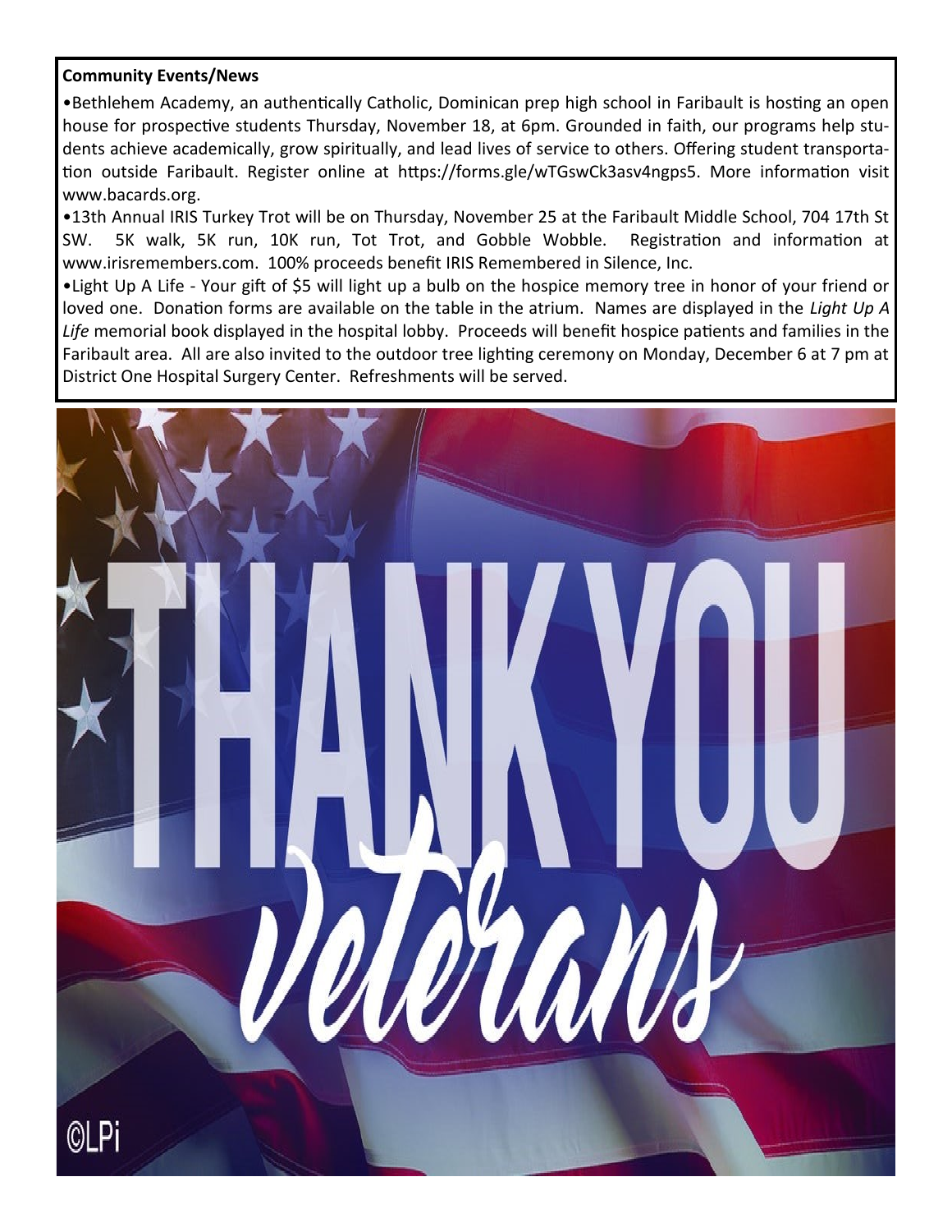**Community Events/News**

•Bethlehem Academy, an authentically Catholic, Dominican prep high school in Faribault is hosting an open house for prospective students Thursday, November 18, at 6pm. Grounded in faith, our programs help students achieve academically, grow spiritually, and lead lives of service to others. Offering student transportation outside Faribault. Register online at https://forms.gle/wTGswCk3asv4ngps5. More information visit www.bacards.org.

•13th Annual IRIS Turkey Trot will be on Thursday, November 25 at the Faribault Middle School, 704 17th St SW. 5K walk, 5K run, 10K run, Tot Trot, and Gobble Wobble. Registration and information at www.irisremembers.com. 100% proceeds benefit IRIS Remembered in Silence, Inc.

•Light Up A Life - Your gift of $5 will light up a bulb on the hospice memory tree in honor of your friend or loved one. Donation forms are available on the table in the atrium. Names are displayed in the *Light Up A Life* memorial book displayed in the hospital lobby. Proceeds will benefit hospice patients and families in the Faribault area. All are also invited to the outdoor tree lighting ceremony on Monday, December 6 at 7 pm at District One Hospital Surgery Center. Refreshments will be served.

THANK YOU

*Veterans*

©LPi